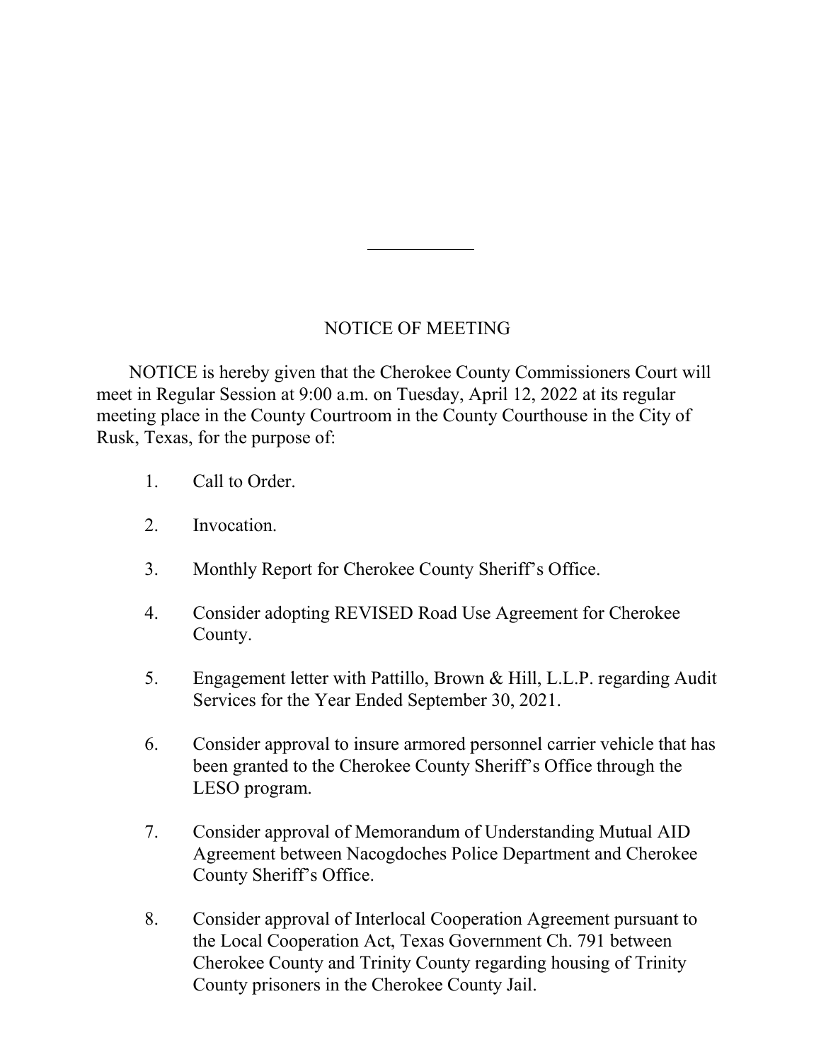## NOTICE OF MEETING

NOTICE is hereby given that the Cherokee County Commissioners Court will meet in Regular Session at 9:00 a.m. on Tuesday, April 12, 2022 at its regular meeting place in the County Courtroom in the County Courthouse in the City of Rusk, Texas, for the purpose of:

1. Call to Order.

2. Invocation.

3. Monthly Report for Cherokee County Sheriff's Office.

4. Consider adopting REVISED Road Use Agreement for Cherokee County.

5. Engagement letter with Pattillo, Brown & Hill, L.L.P. regarding Audit Services for the Year Ended September 30, 2021.

6. Consider approval to insure armored personnel carrier vehicle that has been granted to the Cherokee County Sheriff's Office through the LESO program.

7. Consider approval of Memorandum of Understanding Mutual AID Agreement between Nacogdoches Police Department and Cherokee County Sheriff's Office.

8. Consider approval of Interlocal Cooperation Agreement pursuant to the Local Cooperation Act, Texas Government Ch. 791 between Cherokee County and Trinity County regarding housing of Trinity County prisoners in the Cherokee County Jail.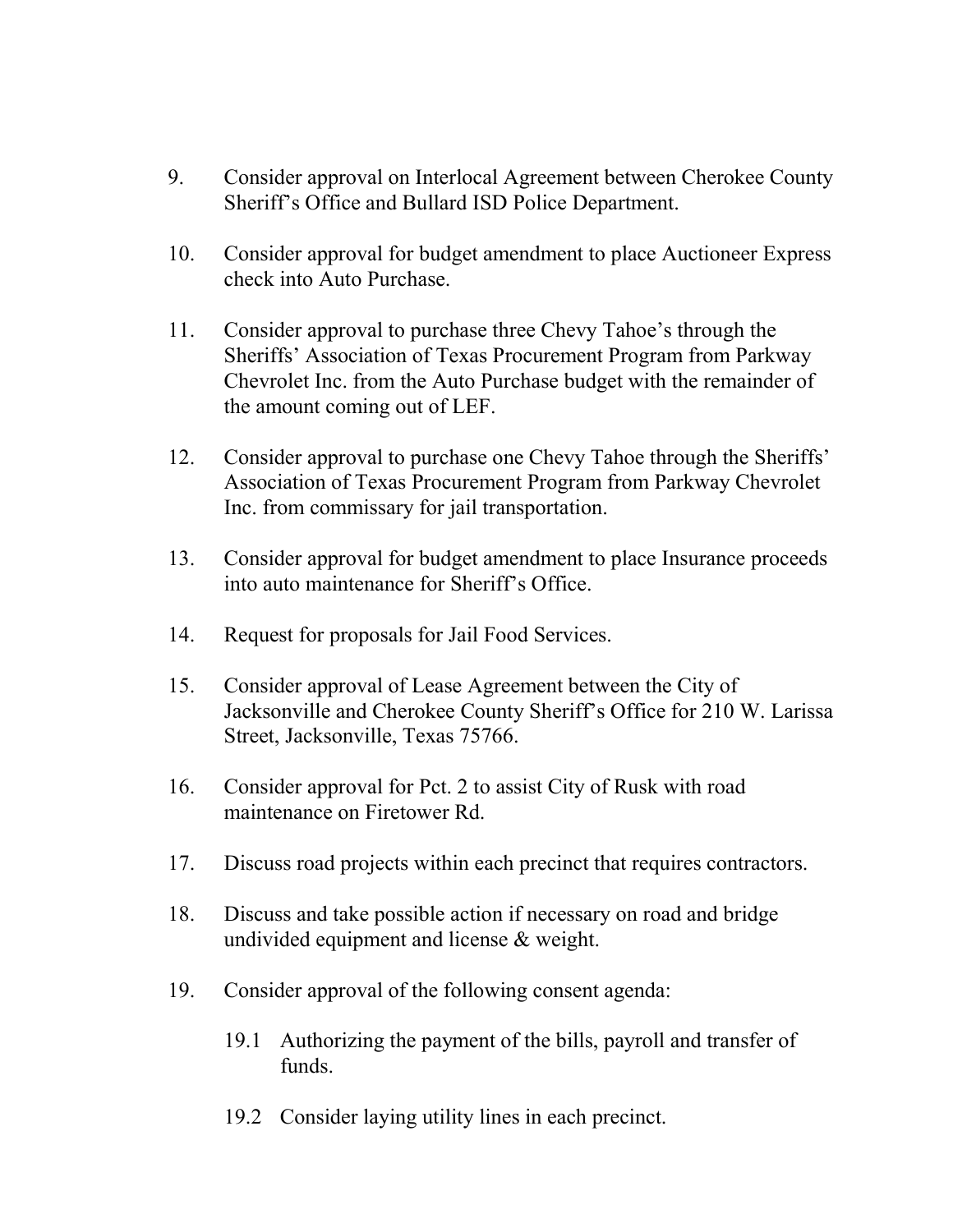9. Consider approval on Interlocal Agreement between Cherokee County Sheriff's Office and Bullard ISD Police Department.

10. Consider approval for budget amendment to place Auctioneer Express check into Auto Purchase.

11. Consider approval to purchase three Chevy Tahoe's through the Sheriffs' Association of Texas Procurement Program from Parkway Chevrolet Inc. from the Auto Purchase budget with the remainder of the amount coming out of LEF.

12. Consider approval to purchase one Chevy Tahoe through the Sheriffs' Association of Texas Procurement Program from Parkway Chevrolet Inc. from commissary for jail transportation.

13. Consider approval for budget amendment to place Insurance proceeds into auto maintenance for Sheriff's Office.

14. Request for proposals for Jail Food Services.

15. Consider approval of Lease Agreement between the City of Jacksonville and Cherokee County Sheriff's Office for 210 W. Larissa Street, Jacksonville, Texas 75766.

16. Consider approval for Pct. 2 to assist City of Rusk with road maintenance on Firetower Rd.

17. Discuss road projects within each precinct that requires contractors.

18. Discuss and take possible action if necessary on road and bridge undivided equipment and license & weight.

19. Consider approval of the following consent agenda:

    19.1 Authorizing the payment of the bills, payroll and transfer of funds.

    19.2 Consider laying utility lines in each precinct.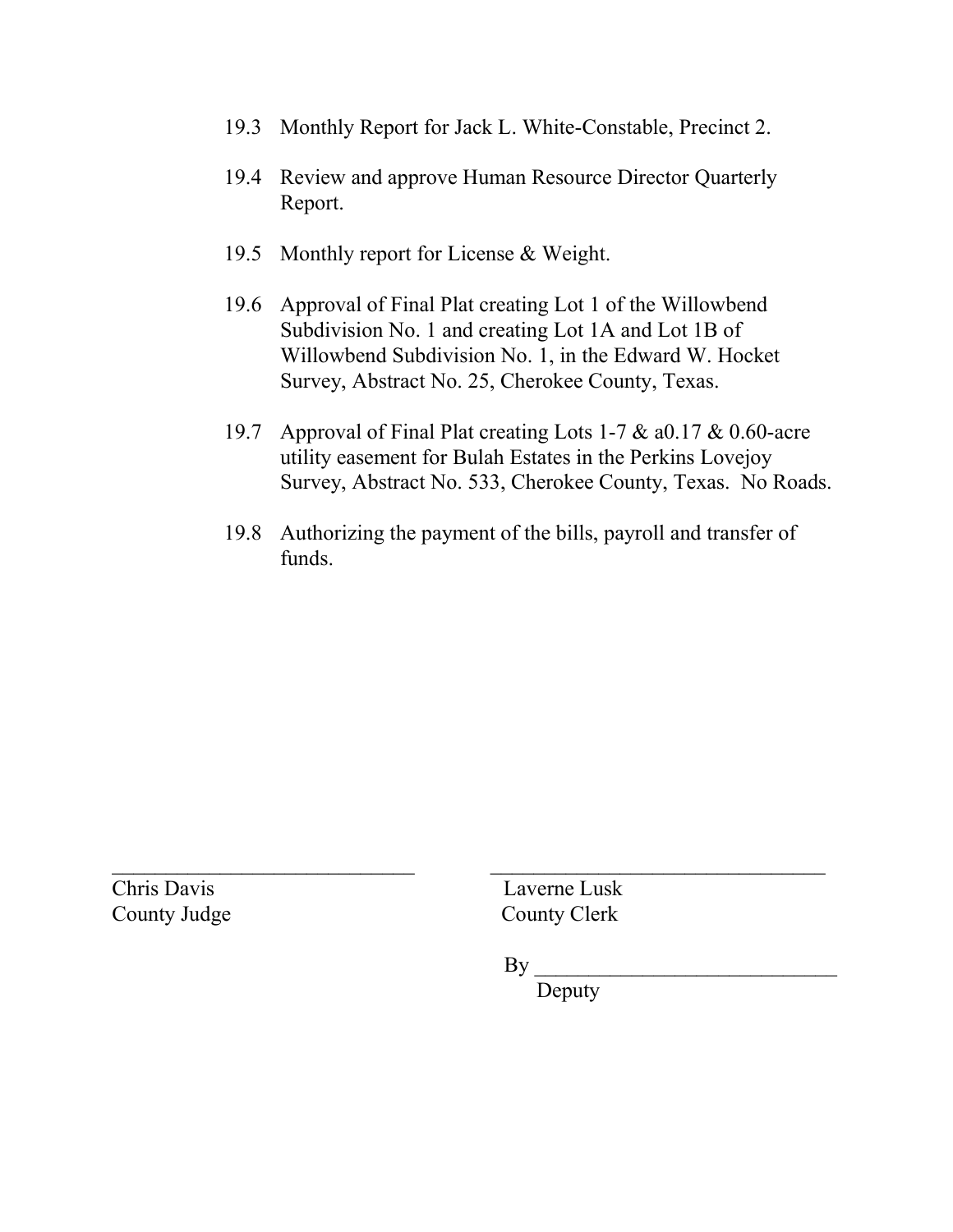19.3 Monthly Report for Jack L. White-Constable, Precinct 2.

19.4 Review and approve Human Resource Director Quarterly Report.

19.5 Monthly report for License & Weight.

19.6 Approval of Final Plat creating Lot 1 of the Willowbend Subdivision No. 1 and creating Lot 1A and Lot 1B of Willowbend Subdivision No. 1, in the Edward W. Hocket Survey, Abstract No. 25, Cherokee County, Texas.

19.7 Approval of Final Plat creating Lots 1-7 & a0.17 & 0.60-acre utility easement for Bulah Estates in the Perkins Lovejoy Survey, Abstract No. 533, Cherokee County, Texas. No Roads.

19.8 Authorizing the payment of the bills, payroll and transfer of funds.

_____________________________
Chris Davis
County Judge

_________________________________
Laverne Lusk
County Clerk

By ____________________________
Deputy